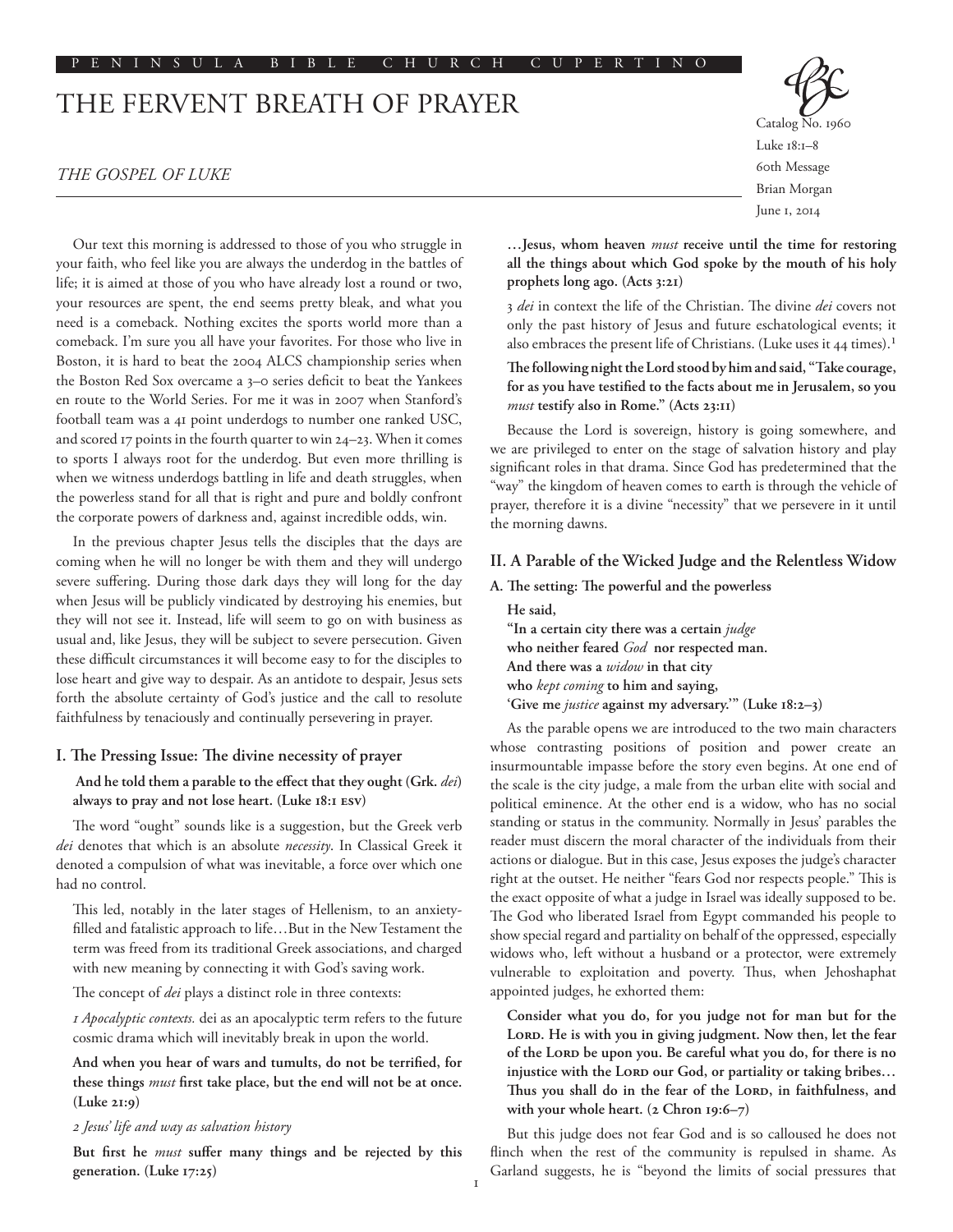PENINSULA BIBLE CHURCH CUPERTINO

# THE FERVENT BREATH OF PRAYER

*THE GOSPEL OF LUKE*

Catalog No. 1960
Luke 18:1–8
60th Message
Brian Morgan
June 1, 2014

Our text this morning is addressed to those of you who struggle in your faith, who feel like you are always the underdog in the battles of life; it is aimed at those of you who have already lost a round or two, your resources are spent, the end seems pretty bleak, and what you need is a comeback. Nothing excites the sports world more than a comeback. I'm sure you all have your favorites. For those who live in Boston, it is hard to beat the 2004 ALCS championship series when the Boston Red Sox overcame a 3–0 series deficit to beat the Yankees en route to the World Series. For me it was in 2007 when Stanford's football team was a 41 point underdogs to number one ranked USC, and scored 17 points in the fourth quarter to win 24–23. When it comes to sports I always root for the underdog. But even more thrilling is when we witness underdogs battling in life and death struggles, when the powerless stand for all that is right and pure and boldly confront the corporate powers of darkness and, against incredible odds, win.

In the previous chapter Jesus tells the disciples that the days are coming when he will no longer be with them and they will undergo severe suffering. During those dark days they will long for the day when Jesus will be publicly vindicated by destroying his enemies, but they will not see it. Instead, life will seem to go on with business as usual and, like Jesus, they will be subject to severe persecution. Given these difficult circumstances it will become easy to for the disciples to lose heart and give way to despair. As an antidote to despair, Jesus sets forth the absolute certainty of God's justice and the call to resolute faithfulness by tenaciously and continually persevering in prayer.

## I. The Pressing Issue: The divine necessity of prayer

**And he told them a parable to the effect that they ought (Grk.** *dei***) always to pray and not lose heart. (Luke 18:1 ESV)**

The word "ought" sounds like is a suggestion, but the Greek verb *dei* denotes that which is an absolute *necessity*. In Classical Greek it denoted a compulsion of what was inevitable, a force over which one had no control.

This led, notably in the later stages of Hellenism, to an anxiety-filled and fatalistic approach to life…But in the New Testament the term was freed from its traditional Greek associations, and charged with new meaning by connecting it with God's saving work.

The concept of *dei* plays a distinct role in three contexts:

*1 Apocalyptic contexts.* dei as an apocalyptic term refers to the future cosmic drama which will inevitably break in upon the world.

**And when you hear of wars and tumults, do not be terrified, for these things** *must* **first take place, but the end will not be at once. (Luke 21:9)**

*2 Jesus' life and way as salvation history*

**But first he** *must* **suffer many things and be rejected by this generation. (Luke 17:25)**

**…Jesus, whom heaven** *must* **receive until the time for restoring all the things about which God spoke by the mouth of his holy prophets long ago. (Acts 3:21)**

3 *dei* in context the life of the Christian. The divine *dei* covers not only the past history of Jesus and future eschatological events; it also embraces the present life of Christians. (Luke uses it 44 times).[1]

**The following night the Lord stood by him and said, "Take courage, for as you have testified to the facts about me in Jerusalem, so you** *must* **testify also in Rome." (Acts 23:11)**

Because the Lord is sovereign, history is going somewhere, and we are privileged to enter on the stage of salvation history and play significant roles in that drama. Since God has predetermined that the "way" the kingdom of heaven comes to earth is through the vehicle of prayer, therefore it is a divine "necessity" that we persevere in it until the morning dawns.

## II. A Parable of the Wicked Judge and the Relentless Widow

### A. The setting: The powerful and the powerless

**He said,**
**"In a certain city there was a certain** *judge*
**who neither feared** *God* **nor respected man.**
**And there was a** *widow* **in that city**
**who** *kept coming* **to him and saying,**
**'Give me** *justice* **against my adversary.'" (Luke 18:2–3)**

As the parable opens we are introduced to the two main characters whose contrasting positions of position and power create an insurmountable impasse before the story even begins. At one end of the scale is the city judge, a male from the urban elite with social and political eminence. At the other end is a widow, who has no social standing or status in the community. Normally in Jesus' parables the reader must discern the moral character of the individuals from their actions or dialogue. But in this case, Jesus exposes the judge's character right at the outset. He neither "fears God nor respects people." This is the exact opposite of what a judge in Israel was ideally supposed to be. The God who liberated Israel from Egypt commanded his people to show special regard and partiality on behalf of the oppressed, especially widows who, left without a husband or a protector, were extremely vulnerable to exploitation and poverty. Thus, when Jehoshaphat appointed judges, he exhorted them:

**Consider what you do, for you judge not for man but for the LORD. He is with you in giving judgment. Now then, let the fear of the LORD be upon you. Be careful what you do, for there is no injustice with the LORD our God, or partiality or taking bribes… Thus you shall do in the fear of the LORD, in faithfulness, and with your whole heart. (2 Chron 19:6–7)**

But this judge does not fear God and is so calloused he does not flinch when the rest of the community is repulsed in shame. As Garland suggests, he is "beyond the limits of social pressures that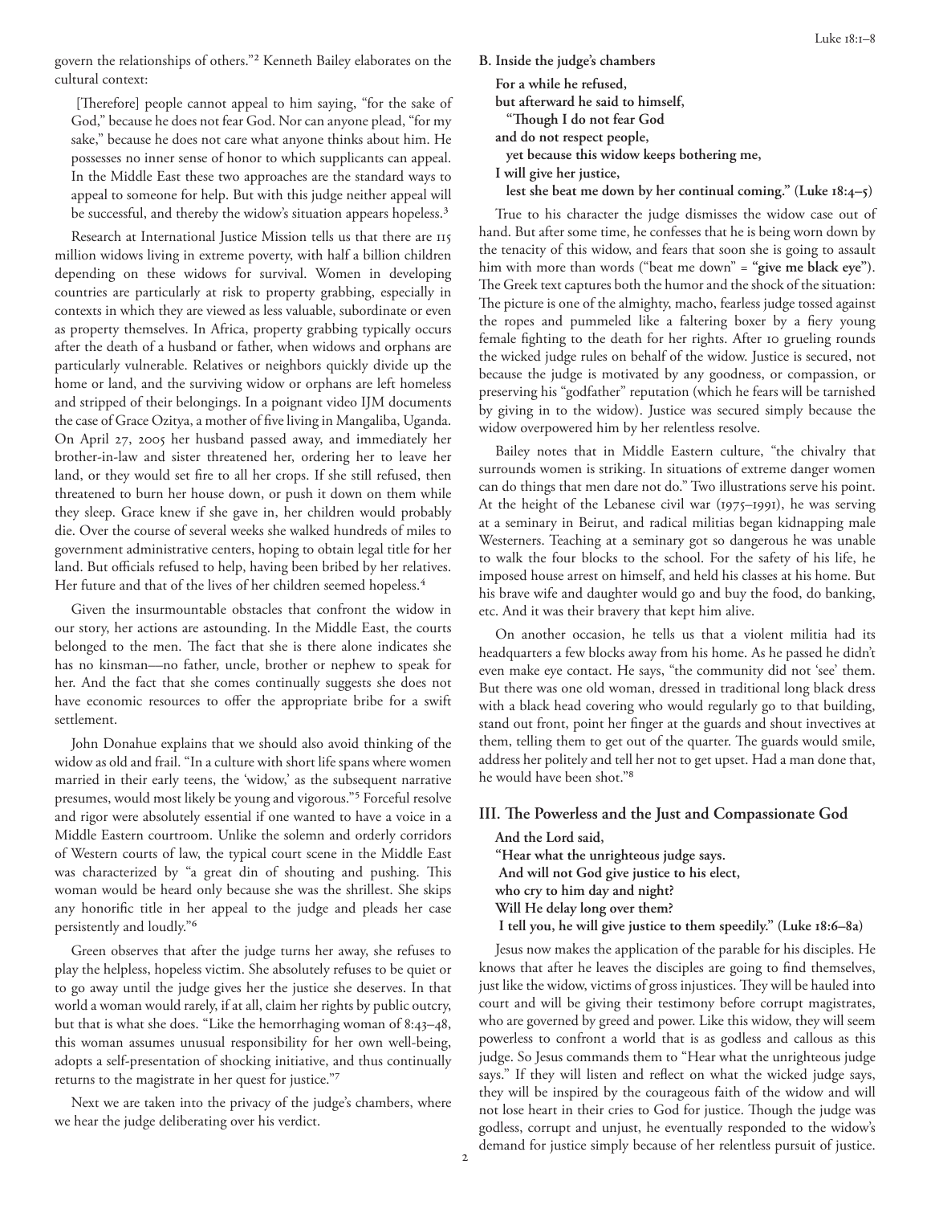govern the relationships of others."[2] Kenneth Bailey elaborates on the cultural context:

> [Therefore] people cannot appeal to him saying, "for the sake of God," because he does not fear God. Nor can anyone plead, "for my sake," because he does not care what anyone thinks about him. He possesses no inner sense of honor to which supplicants can appeal. In the Middle East these two approaches are the standard ways to appeal to someone for help. But with this judge neither appeal will be successful, and thereby the widow's situation appears hopeless.[3]

Research at International Justice Mission tells us that there are 115 million widows living in extreme poverty, with half a billion children depending on these widows for survival. Women in developing countries are particularly at risk to property grabbing, especially in contexts in which they are viewed as less valuable, subordinate or even as property themselves. In Africa, property grabbing typically occurs after the death of a husband or father, when widows and orphans are particularly vulnerable. Relatives or neighbors quickly divide up the home or land, and the surviving widow or orphans are left homeless and stripped of their belongings. In a poignant video IJM documents the case of Grace Ozitya, a mother of five living in Mangaliba, Uganda. On April 27, 2005 her husband passed away, and immediately her brother-in-law and sister threatened her, ordering her to leave her land, or they would set fire to all her crops. If she still refused, then threatened to burn her house down, or push it down on them while they sleep. Grace knew if she gave in, her children would probably die. Over the course of several weeks she walked hundreds of miles to government administrative centers, hoping to obtain legal title for her land. But officials refused to help, having been bribed by her relatives. Her future and that of the lives of her children seemed hopeless.[4]

Given the insurmountable obstacles that confront the widow in our story, her actions are astounding. In the Middle East, the courts belonged to the men. The fact that she is there alone indicates she has no kinsman—no father, uncle, brother or nephew to speak for her. And the fact that she comes continually suggests she does not have economic resources to offer the appropriate bribe for a swift settlement.

John Donahue explains that we should also avoid thinking of the widow as old and frail. "In a culture with short life spans where women married in their early teens, the 'widow,' as the subsequent narrative presumes, would most likely be young and vigorous."[5] Forceful resolve and rigor were absolutely essential if one wanted to have a voice in a Middle Eastern courtroom. Unlike the solemn and orderly corridors of Western courts of law, the typical court scene in the Middle East was characterized by "a great din of shouting and pushing. This woman would be heard only because she was the shrillest. She skips any honorific title in her appeal to the judge and pleads her case persistently and loudly."[6]

Green observes that after the judge turns her away, she refuses to play the helpless, hopeless victim. She absolutely refuses to be quiet or to go away until the judge gives her the justice she deserves. In that world a woman would rarely, if at all, claim her rights by public outcry, but that is what she does. "Like the hemorrhaging woman of 8:43–48, this woman assumes unusual responsibility for her own well-being, adopts a self-presentation of shocking initiative, and thus continually returns to the magistrate in her quest for justice."[7]

Next we are taken into the privacy of the judge's chambers, where we hear the judge deliberating over his verdict.

**B. Inside the judge's chambers**

**For a while he refused,**
**but afterward he said to himself,**
**"Though I do not fear God**
**and do not respect people,**
**yet because this widow keeps bothering me,**
**I will give her justice,**
**lest she beat me down by her continual coming." (Luke 18:4–5)**

True to his character the judge dismisses the widow case out of hand. But after some time, he confesses that he is being worn down by the tenacity of this widow, and fears that soon she is going to assault him with more than words ("beat me down" = **"give me black eye"**). The Greek text captures both the humor and the shock of the situation: The picture is one of the almighty, macho, fearless judge tossed against the ropes and pummeled like a faltering boxer by a fiery young female fighting to the death for her rights. After 10 grueling rounds the wicked judge rules on behalf of the widow. Justice is secured, not because the judge is motivated by any goodness, or compassion, or preserving his "godfather" reputation (which he fears will be tarnished by giving in to the widow). Justice was secured simply because the widow overpowered him by her relentless resolve.

Bailey notes that in Middle Eastern culture, "the chivalry that surrounds women is striking. In situations of extreme danger women can do things that men dare not do." Two illustrations serve his point. At the height of the Lebanese civil war (1975–1991), he was serving at a seminary in Beirut, and radical militias began kidnapping male Westerners. Teaching at a seminary got so dangerous he was unable to walk the four blocks to the school. For the safety of his life, he imposed house arrest on himself, and held his classes at his home. But his brave wife and daughter would go and buy the food, do banking, etc. And it was their bravery that kept him alive.

On another occasion, he tells us that a violent militia had its headquarters a few blocks away from his home. As he passed he didn't even make eye contact. He says, "the community did not 'see' them. But there was one old woman, dressed in traditional long black dress with a black head covering who would regularly go to that building, stand out front, point her finger at the guards and shout invectives at them, telling them to get out of the quarter. The guards would smile, address her politely and tell her not to get upset. Had a man done that, he would have been shot."[8]

## III. The Powerless and the Just and Compassionate God

**And the Lord said,**
**"Hear what the unrighteous judge says.**
**And will not God give justice to his elect,**
**who cry to him day and night?**
**Will He delay long over them?**
**I tell you, he will give justice to them speedily." (Luke 18:6–8a)**

Jesus now makes the application of the parable for his disciples. He knows that after he leaves the disciples are going to find themselves, just like the widow, victims of gross injustices. They will be hauled into court and will be giving their testimony before corrupt magistrates, who are governed by greed and power. Like this widow, they will seem powerless to confront a world that is as godless and callous as this judge. So Jesus commands them to "Hear what the unrighteous judge says." If they will listen and reflect on what the wicked judge says, they will be inspired by the courageous faith of the widow and will not lose heart in their cries to God for justice. Though the judge was godless, corrupt and unjust, he eventually responded to the widow's demand for justice simply because of her relentless pursuit of justice.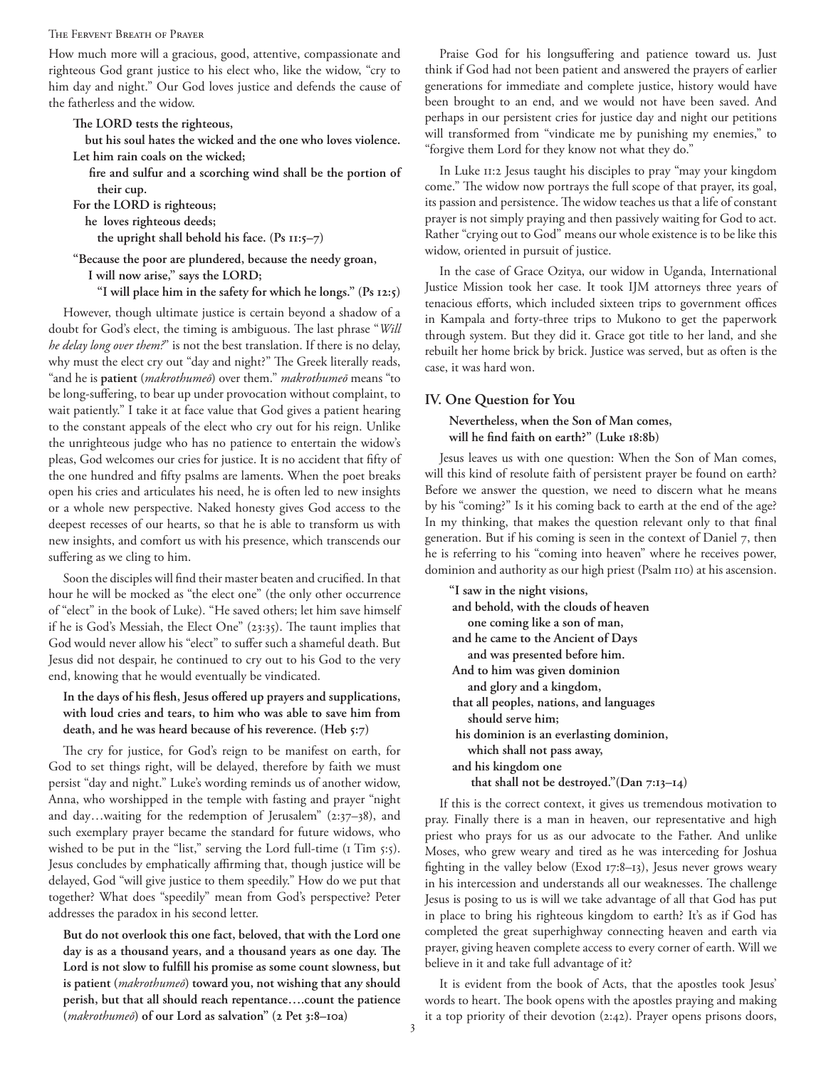How much more will a gracious, good, attentive, compassionate and righteous God grant justice to his elect who, like the widow, "cry to him day and night." Our God loves justice and defends the cause of the fatherless and the widow.

> **The LORD tests the righteous,**
> **but his soul hates the wicked and the one who loves violence.**
> **Let him rain coals on the wicked;**
> **fire and sulfur and a scorching wind shall be the portion of their cup.**
> **For the LORD is righteous;**
> **he loves righteous deeds;**
> **the upright shall behold his face. (Ps 11:5–7)**

> **"Because the poor are plundered, because the needy groan,**
> **I will now arise," says the LORD;**
> **"I will place him in the safety for which he longs." (Ps 12:5)**

However, though ultimate justice is certain beyond a shadow of a doubt for God's elect, the timing is ambiguous. The last phrase "*Will he delay long over them?*" is not the best translation. If there is no delay, why must the elect cry out "day and night?" The Greek literally reads, "and he is **patient** (*makrothumeō*) over them." *makrothumeō* means "to be long-suffering, to bear up under provocation without complaint, to wait patiently." I take it at face value that God gives a patient hearing to the constant appeals of the elect who cry out for his reign. Unlike the unrighteous judge who has no patience to entertain the widow's pleas, God welcomes our cries for justice. It is no accident that fifty of the one hundred and fifty psalms are laments. When the poet breaks open his cries and articulates his need, he is often led to new insights or a whole new perspective. Naked honesty gives God access to the deepest recesses of our hearts, so that he is able to transform us with new insights, and comfort us with his presence, which transcends our suffering as we cling to him.

Soon the disciples will find their master beaten and crucified. In that hour he will be mocked as "the elect one" (the only other occurrence of "elect" in the book of Luke). "He saved others; let him save himself if he is God's Messiah, the Elect One" (23:35). The taunt implies that God would never allow his "elect" to suffer such a shameful death. But Jesus did not despair, he continued to cry out to his God to the very end, knowing that he would eventually be vindicated.

> **In the days of his flesh, Jesus offered up prayers and supplications, with loud cries and tears, to him who was able to save him from death, and he was heard because of his reverence. (Heb 5:7)**

The cry for justice, for God's reign to be manifest on earth, for God to set things right, will be delayed, therefore by faith we must persist "day and night." Luke's wording reminds us of another widow, Anna, who worshipped in the temple with fasting and prayer "night and day…waiting for the redemption of Jerusalem" (2:37–38), and such exemplary prayer became the standard for future widows, who wished to be put in the "list," serving the Lord full-time (1 Tim 5:5). Jesus concludes by emphatically affirming that, though justice will be delayed, God "will give justice to them speedily." How do we put that together? What does "speedily" mean from God's perspective? Peter addresses the paradox in his second letter.

> **But do not overlook this one fact, beloved, that with the Lord one day is as a thousand years, and a thousand years as one day. The Lord is not slow to fulfill his promise as some count slowness, but is patient (*makrothumeō*) toward you, not wishing that any should perish, but that all should reach repentance….count the patience (*makrothumeō*) of our Lord as salvation" (2 Pet 3:8–10a)**

Praise God for his longsuffering and patience toward us. Just think if God had not been patient and answered the prayers of earlier generations for immediate and complete justice, history would have been brought to an end, and we would not have been saved. And perhaps in our persistent cries for justice day and night our petitions will transformed from "vindicate me by punishing my enemies," to "forgive them Lord for they know not what they do."

In Luke 11:2 Jesus taught his disciples to pray "may your kingdom come." The widow now portrays the full scope of that prayer, its goal, its passion and persistence. The widow teaches us that a life of constant prayer is not simply praying and then passively waiting for God to act. Rather "crying out to God" means our whole existence is to be like this widow, oriented in pursuit of justice.

In the case of Grace Ozitya, our widow in Uganda, International Justice Mission took her case. It took IJM attorneys three years of tenacious efforts, which included sixteen trips to government offices in Kampala and forty-three trips to Mukono to get the paperwork through system. But they did it. Grace got title to her land, and she rebuilt her home brick by brick. Justice was served, but as often is the case, it was hard won.

## IV. One Question for You

> **Nevertheless, when the Son of Man comes, will he find faith on earth?" (Luke 18:8b)**

Jesus leaves us with one question: When the Son of Man comes, will this kind of resolute faith of persistent prayer be found on earth? Before we answer the question, we need to discern what he means by his "coming?" Is it his coming back to earth at the end of the age? In my thinking, that makes the question relevant only to that final generation. But if his coming is seen in the context of Daniel 7, then he is referring to his "coming into heaven" where he receives power, dominion and authority as our high priest (Psalm 110) at his ascension.

> **"I saw in the night visions,**
> **and behold, with the clouds of heaven**
> **one coming like a son of man,**
> **and he came to the Ancient of Days**
> **and was presented before him.**
> **And to him was given dominion**
> **and glory and a kingdom,**
> **that all peoples, nations, and languages**
> **should serve him;**
> **his dominion is an everlasting dominion,**
> **which shall not pass away,**
> **and his kingdom one**
> **that shall not be destroyed."(Dan 7:13–14)**

If this is the correct context, it gives us tremendous motivation to pray. Finally there is a man in heaven, our representative and high priest who prays for us as our advocate to the Father. And unlike Moses, who grew weary and tired as he was interceding for Joshua fighting in the valley below (Exod 17:8–13), Jesus never grows weary in his intercession and understands all our weaknesses. The challenge Jesus is posing to us is will we take advantage of all that God has put in place to bring his righteous kingdom to earth? It's as if God has completed the great superhighway connecting heaven and earth via prayer, giving heaven complete access to every corner of earth. Will we believe in it and take full advantage of it?

It is evident from the book of Acts, that the apostles took Jesus' words to heart. The book opens with the apostles praying and making it a top priority of their devotion (2:42). Prayer opens prisons doors,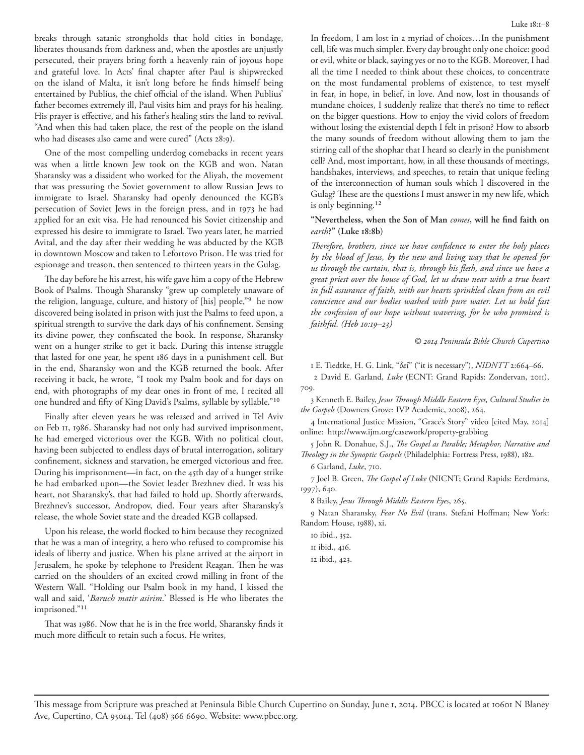breaks through satanic strongholds that hold cities in bondage, liberates thousands from darkness and, when the apostles are unjustly persecuted, their prayers bring forth a heavenly rain of joyous hope and grateful love. In Acts' final chapter after Paul is shipwrecked on the island of Malta, it isn't long before he finds himself being entertained by Publius, the chief official of the island. When Publius' father becomes extremely ill, Paul visits him and prays for his healing. His prayer is effective, and his father's healing stirs the land to revival. "And when this had taken place, the rest of the people on the island who had diseases also came and were cured" (Acts 28:9).

One of the most compelling underdog comebacks in recent years was when a little known Jew took on the KGB and won. Natan Sharansky was a dissident who worked for the Aliyah, the movement that was pressuring the Soviet government to allow Russian Jews to immigrate to Israel. Sharansky had openly denounced the KGB's persecution of Soviet Jews in the foreign press, and in 1973 he had applied for an exit visa. He had renounced his Soviet citizenship and expressed his desire to immigrate to Israel. Two years later, he married Avital, and the day after their wedding he was abducted by the KGB in downtown Moscow and taken to Lefortovo Prison. He was tried for espionage and treason, then sentenced to thirteen years in the Gulag.

The day before he his arrest, his wife gave him a copy of the Hebrew Book of Psalms. Though Sharansky "grew up completely unaware of the religion, language, culture, and history of [his] people,"[9] he now discovered being isolated in prison with just the Psalms to feed upon, a spiritual strength to survive the dark days of his confinement. Sensing its divine power, they confiscated the book. In response, Sharansky went on a hunger strike to get it back. During this intense struggle that lasted for one year, he spent 186 days in a punishment cell. But in the end, Sharansky won and the KGB returned the book. After receiving it back, he wrote, "I took my Psalm book and for days on end, with photographs of my dear ones in front of me, I recited all one hundred and fifty of King David's Psalms, syllable by syllable."[10]

Finally after eleven years he was released and arrived in Tel Aviv on Feb 11, 1986. Sharansky had not only had survived imprisonment, he had emerged victorious over the KGB. With no political clout, having been subjected to endless days of brutal interrogation, solitary confinement, sickness and starvation, he emerged victorious and free. During his imprisonment—in fact, on the 45th day of a hunger strike he had embarked upon—the Soviet leader Brezhnev died. It was his heart, not Sharansky's, that had failed to hold up. Shortly afterwards, Brezhnev's successor, Andropov, died. Four years after Sharansky's release, the whole Soviet state and the dreaded KGB collapsed.

Upon his release, the world flocked to him because they recognized that he was a man of integrity, a hero who refused to compromise his ideals of liberty and justice. When his plane arrived at the airport in Jerusalem, he spoke by telephone to President Reagan. Then he was carried on the shoulders of an excited crowd milling in front of the Western Wall. "Holding our Psalm book in my hand, I kissed the wall and said, '*Baruch matir asirim*.' Blessed is He who liberates the imprisoned."[11]

That was 1986. Now that he is in the free world, Sharansky finds it much more difficult to retain such a focus. He writes,

> In freedom, I am lost in a myriad of choices…In the punishment cell, life was much simpler. Every day brought only one choice: good or evil, white or black, saying yes or no to the KGB. Moreover, I had all the time I needed to think about these choices, to concentrate on the most fundamental problems of existence, to test myself in fear, in hope, in belief, in love. And now, lost in thousands of mundane choices, I suddenly realize that there's no time to reflect on the bigger questions. How to enjoy the vivid colors of freedom without losing the existential depth I felt in prison? How to absorb the many sounds of freedom without allowing them to jam the stirring call of the shophar that I heard so clearly in the punishment cell? And, most important, how, in all these thousands of meetings, handshakes, interviews, and speeches, to retain that unique feeling of the interconnection of human souls which I discovered in the Gulag? These are the questions I must answer in my new life, which is only beginning.[12]

**"Nevertheless, when the Son of Man *comes*, will he find faith on *earth*?" (Luke 18:8b)**

*Therefore, brothers, since we have confidence to enter the holy places by the blood of Jesus, by the new and living way that he opened for us through the curtain, that is, through his flesh, and since we have a great priest over the house of God, let us draw near with a true heart in full assurance of faith, with our hearts sprinkled clean from an evil conscience and our bodies washed with pure water. Let us hold fast the confession of our hope without wavering, for he who promised is faithful. (Heb 10:19–23)*

*© 2014 Peninsula Bible Church Cupertino*

1 E. Tiedtke, H. G. Link, "δεῖ" ("it is necessary"), *NIDNTT* 2:664–66.

2 David E. Garland, *Luke* (ECNT: Grand Rapids: Zondervan, 2011), 709.

3 Kenneth E. Bailey, *Jesus Through Middle Eastern Eyes, Cultural Studies in the Gospels* (Downers Grove: IVP Academic, 2008), 264.

4 International Justice Mission, "Grace's Story" video [cited May, 2014] online: http://www.ijm.org/casework/property-grabbing

5 John R. Donahue, S.J., *The Gospel as Parable; Metaphor, Narrative and Theology in the Synoptic Gospels* (Philadelphia: Fortress Press, 1988), 182.

6 Garland, *Luke*, 710.

7 Joel B. Green, *The Gospel of Luke* (NICNT; Grand Rapids: Eerdmans, 1997), 640.

8 Bailey, *Jesus Through Middle Eastern Eyes*, 265.

9 Natan Sharansky, *Fear No Evil* (trans. Stefani Hoffman; New York: Random House, 1988), xi.

10 ibid., 352.

11 ibid., 416.

12 ibid., 423.

This message from Scripture was preached at Peninsula Bible Church Cupertino on Sunday, June 1, 2014. PBCC is located at 10601 N Blaney Ave, Cupertino, CA 95014. Tel (408) 366 6690. Website: www.pbcc.org.